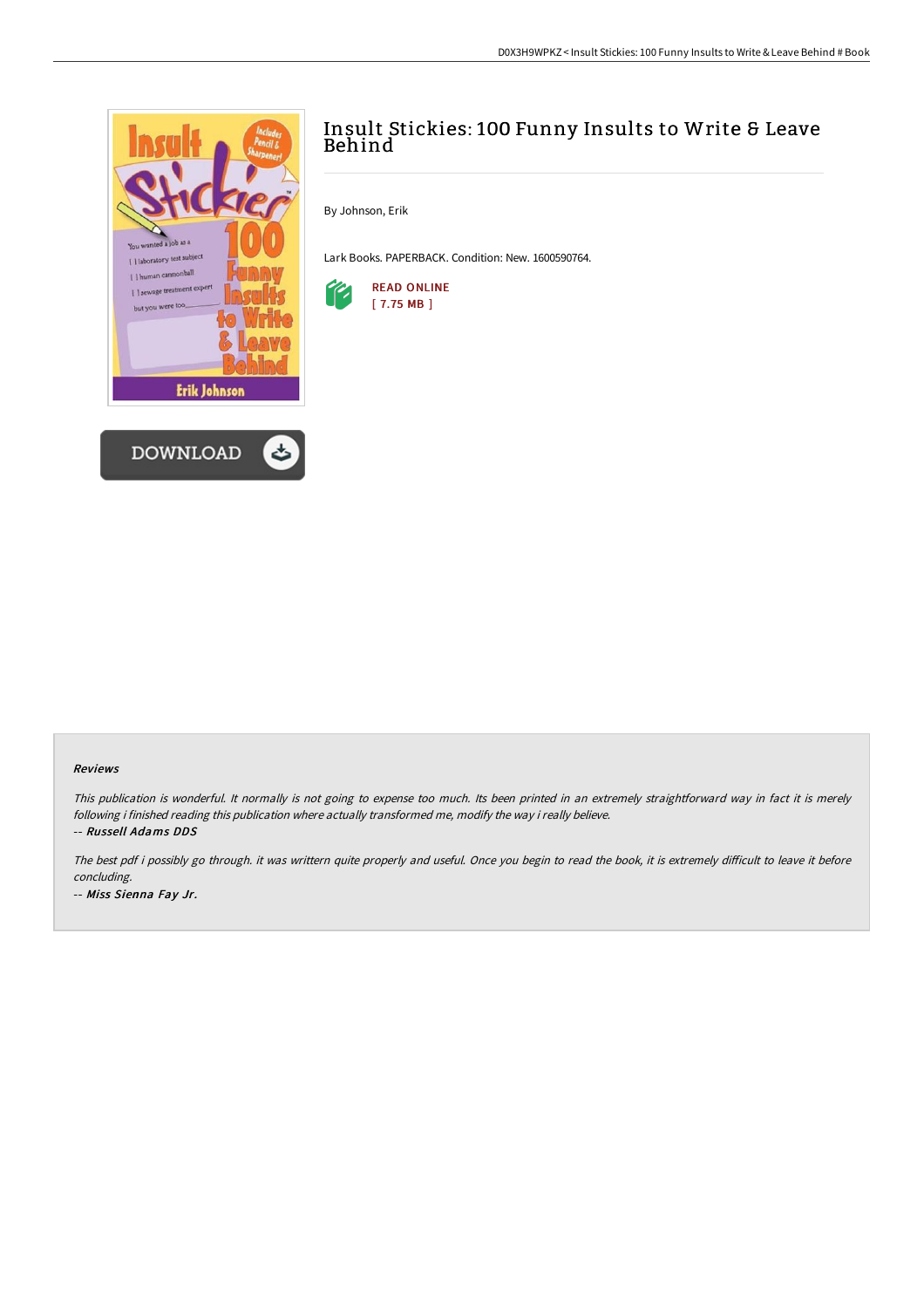# Insult Stickies: 100 Funny Insults to Write & Leave Behind

By Johnson, Erik

Lark Books. PAPERBACK. Condition: New. 1600590764.

READ ONLINE
[ 7.75 MB ]

DOWNLOAD

#### Reviews

*This publication is wonderful. It normally is not going to expense too much. Its been printed in an extremely straightforward way in fact it is merely following i finished reading this publication where actually transformed me, modify the way i really believe.*

*-- Russell Adams DDS*

*The best pdf i possibly go through. it was writtern quite properly and useful. Once you begin to read the book, it is extremely difficult to leave it before concluding.*

*-- Miss Sienna Fay Jr.*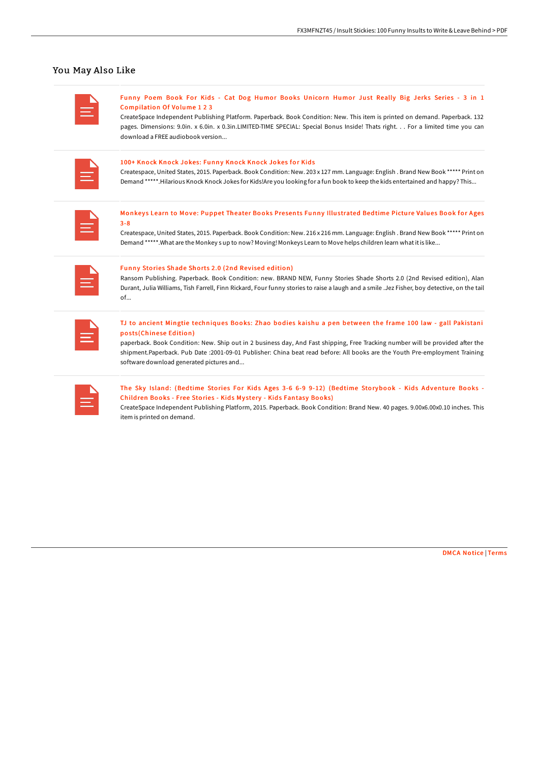## You May Also Like

**Funny Poem Book For Kids - Cat Dog Humor Books Unicorn Humor Just Really Big Jerks Series - 3 in 1 Compilation Of Volume 1 2 3**

CreateSpace Independent Publishing Platform. Paperback. Book Condition: New. This item is printed on demand. Paperback. 132 pages. Dimensions: 9.0in. x 6.0in. x 0.3in.LIMITED-TIME SPECIAL: Special Bonus Inside! Thats right. . . For a limited time you can download a FREE audiobook version...

**100+ Knock Knock Jokes: Funny Knock Knock Jokes for Kids**

Createspace, United States, 2015. Paperback. Book Condition: New. 203 x 127 mm. Language: English . Brand New Book ***** Print on Demand *****.Hilarious Knock Knock Jokes for Kids!Are you looking for a fun book to keep the kids entertained and happy? This...

**Monkeys Learn to Move: Puppet Theater Books Presents Funny Illustrated Bedtime Picture Values Book for Ages 3-8**

Createspace, United States, 2015. Paperback. Book Condition: New. 216 x 216 mm. Language: English . Brand New Book ***** Print on Demand *****.What are the Monkey s up to now? Moving! Monkeys Learn to Move helps children learn what it is like...

**Funny Stories Shade Shorts 2.0 (2nd Revised edition)**

Ransom Publishing. Paperback. Book Condition: new. BRAND NEW, Funny Stories Shade Shorts 2.0 (2nd Revised edition), Alan Durant, Julia Williams, Tish Farrell, Finn Rickard, Four funny stories to raise a laugh and a smile .Jez Fisher, boy detective, on the tail of...

**TJ to ancient Mingtie techniques Books: Zhao bodies kaishu a pen between the frame 100 law - gall Pakistani posts(Chinese Edition)**

paperback. Book Condition: New. Ship out in 2 business day, And Fast shipping, Free Tracking number will be provided after the shipment.Paperback. Pub Date :2001-09-01 Publisher: China beat read before: All books are the Youth Pre-employment Training software download generated pictures and...

**The Sky Island: (Bedtime Stories For Kids Ages 3-6 6-9 9-12) (Bedtime Storybook - Kids Adventure Books - Children Books - Free Stories - Kids Mystery - Kids Fantasy Books)**

CreateSpace Independent Publishing Platform, 2015. Paperback. Book Condition: Brand New. 40 pages. 9.00x6.00x0.10 inches. This item is printed on demand.